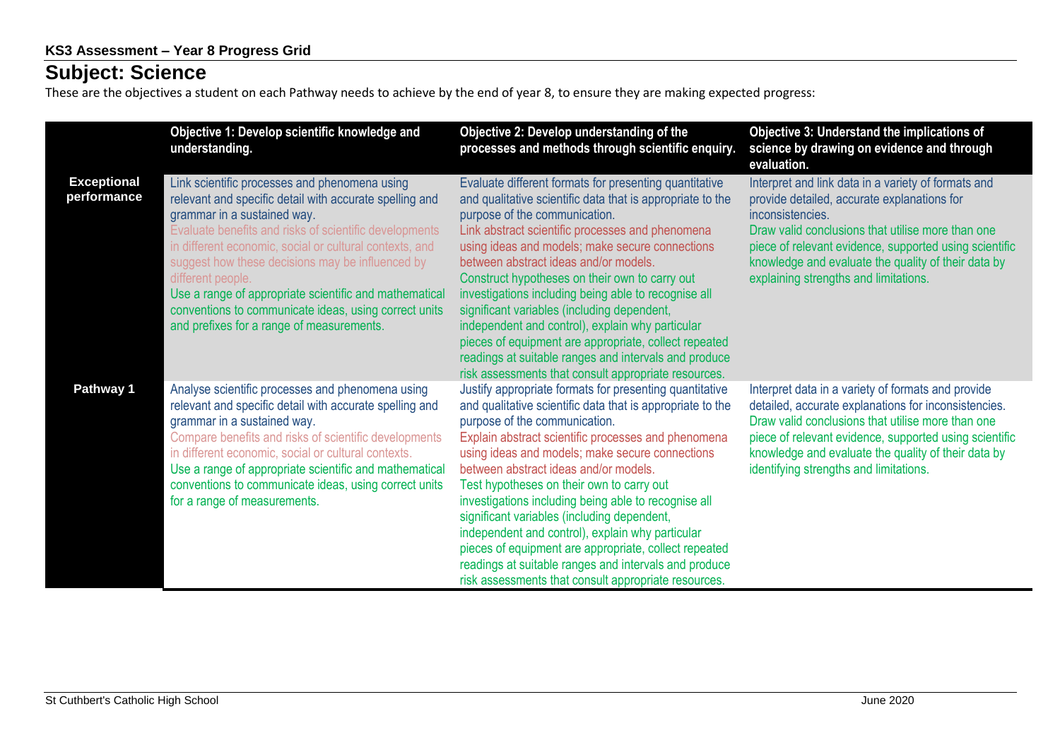**KS3 Assessment – Year 8 Progress Grid**

# Subject: Science

These are the objectives a student on each Pathway needs to achieve by the end of year 8, to ensure they are making expected progress:

| | Objective 1: Develop scientific knowledge and understanding. | Objective 2: Develop understanding of the processes and methods through scientific enquiry. | Objective 3: Understand the implications of science by drawing on evidence and through evaluation. |
|---|---|---|---|
| **Exceptional performance** | Link scientific processes and phenomena using relevant and specific detail with accurate spelling and grammar in a sustained way.<br>Evaluate benefits and risks of scientific developments in different economic, social or cultural contexts, and suggest how these decisions may be influenced by different people.<br>Use a range of appropriate scientific and mathematical conventions to communicate ideas, using correct units and prefixes for a range of measurements. | Evaluate different formats for presenting quantitative and qualitative scientific data that is appropriate to the purpose of the communication.<br>Link abstract scientific processes and phenomena using ideas and models; make secure connections between abstract ideas and/or models.<br>Construct hypotheses on their own to carry out investigations including being able to recognise all significant variables (including dependent, independent and control), explain why particular pieces of equipment are appropriate, collect repeated readings at suitable ranges and intervals and produce risk assessments that consult appropriate resources. | Interpret and link data in a variety of formats and provide detailed, accurate explanations for inconsistencies.<br>Draw valid conclusions that utilise more than one piece of relevant evidence, supported using scientific knowledge and evaluate the quality of their data by explaining strengths and limitations. |
| **Pathway 1** | Analyse scientific processes and phenomena using relevant and specific detail with accurate spelling and grammar in a sustained way.<br>Compare benefits and risks of scientific developments in different economic, social or cultural contexts.<br>Use a range of appropriate scientific and mathematical conventions to communicate ideas, using correct units for a range of measurements. | Justify appropriate formats for presenting quantitative and qualitative scientific data that is appropriate to the purpose of the communication.<br>Explain abstract scientific processes and phenomena using ideas and models; make secure connections between abstract ideas and/or models.<br>Test hypotheses on their own to carry out investigations including being able to recognise all significant variables (including dependent, independent and control), explain why particular pieces of equipment are appropriate, collect repeated readings at suitable ranges and intervals and produce risk assessments that consult appropriate resources. | Interpret data in a variety of formats and provide detailed, accurate explanations for inconsistencies.<br>Draw valid conclusions that utilise more than one piece of relevant evidence, supported using scientific knowledge and evaluate the quality of their data by identifying strengths and limitations. |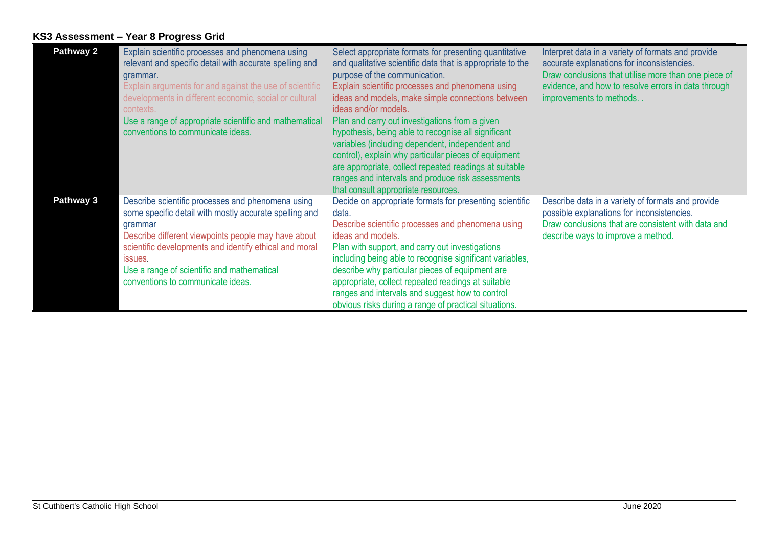## KS3 Assessment – Year 8 Progress Grid

| | | | |
|---|---|---|---|
| **Pathway 2** | Explain scientific processes and phenomena using relevant and specific detail with accurate spelling and grammar.<br>Explain arguments for and against the use of scientific developments in different economic, social or cultural contexts.<br>Use a range of appropriate scientific and mathematical conventions to communicate ideas. | Select appropriate formats for presenting quantitative and qualitative scientific data that is appropriate to the purpose of the communication.<br>Explain scientific processes and phenomena using ideas and models, make simple connections between ideas and/or models.<br>Plan and carry out investigations from a given hypothesis, being able to recognise all significant variables (including dependent, independent and control), explain why particular pieces of equipment are appropriate, collect repeated readings at suitable ranges and intervals and produce risk assessments that consult appropriate resources. | Interpret data in a variety of formats and provide accurate explanations for inconsistencies.<br>Draw conclusions that utilise more than one piece of evidence, and how to resolve errors in data through improvements to methods. . |
| **Pathway 3** | Describe scientific processes and phenomena using some specific detail with mostly accurate spelling and grammar<br>Describe different viewpoints people may have about scientific developments and identify ethical and moral issues.<br>Use a range of scientific and mathematical conventions to communicate ideas. | Decide on appropriate formats for presenting scientific data.<br>Describe scientific processes and phenomena using ideas and models.<br>Plan with support, and carry out investigations including being able to recognise significant variables, describe why particular pieces of equipment are appropriate, collect repeated readings at suitable ranges and intervals and suggest how to control obvious risks during a range of practical situations. | Describe data in a variety of formats and provide possible explanations for inconsistencies.<br>Draw conclusions that are consistent with data and describe ways to improve a method. |